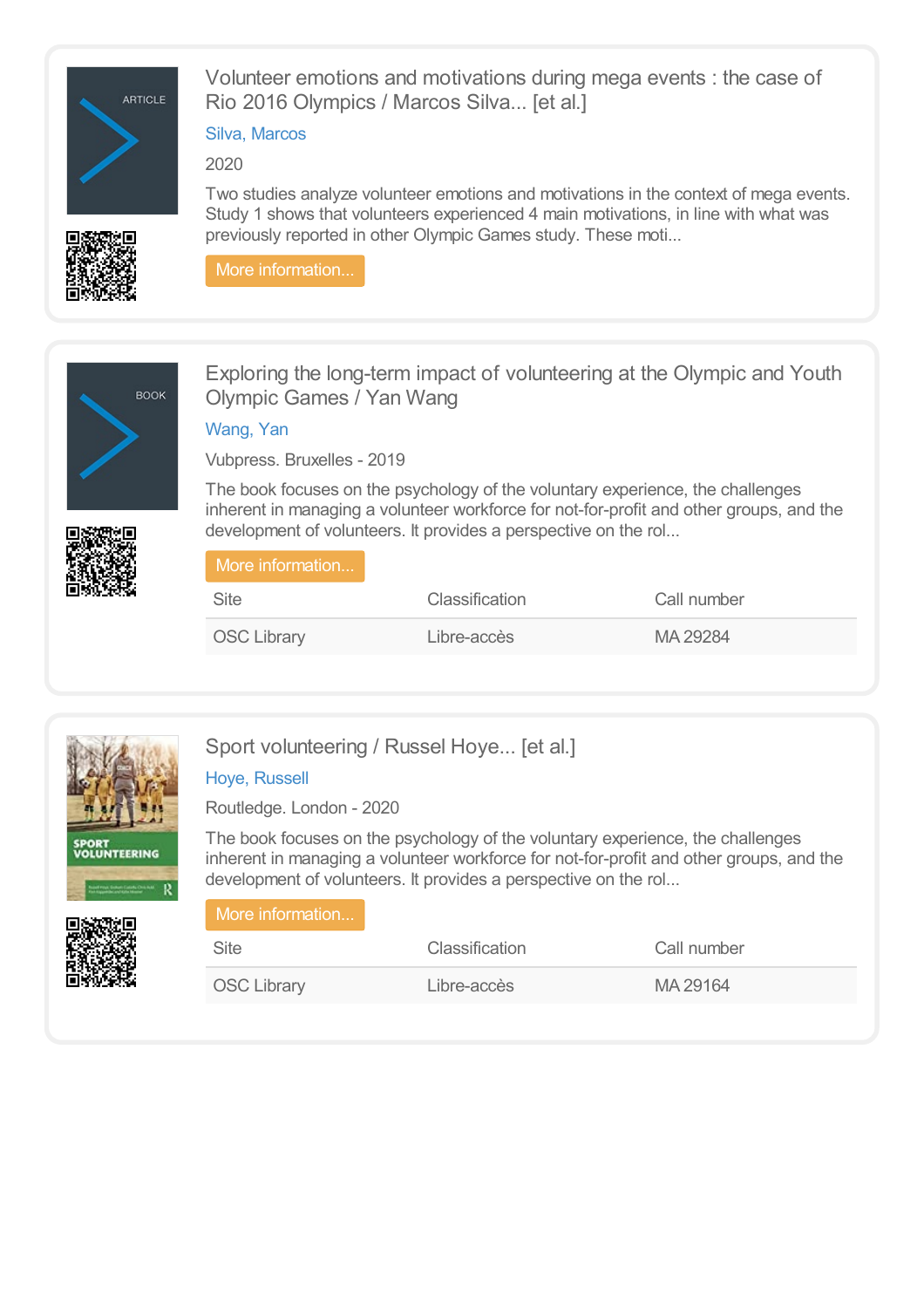## Volunteer emotions and motivations during mega events : the case of Rio 2016 Olympics / Marcos Silva... [et al.]

ARTICLE

Silva, Marcos

2020

Two studies analyze volunteer emotions and motivations in the context of mega events. Study 1 shows that volunteers experienced 4 main motivations, in line with what was previously reported in other Olympic Games study. These moti...

More information...

## Exploring the long-term impact of volunteering at the Olympic and Youth Olympic Games / Yan Wang

BOOK

Wang, Yan

Vubpress. Bruxelles - 2019

The book focuses on the psychology of the voluntary experience, the challenges inherent in managing a volunteer workforce for not-for-profit and other groups, and the development of volunteers. It provides a perspective on the rol...

More information...

| Site | Classification | Call number |
| --- | --- | --- |
| OSC Library | Libre-accès | MA 29284 |

## Sport volunteering / Russel Hoye... [et al.]

Hoye, Russell

Routledge. London - 2020

The book focuses on the psychology of the voluntary experience, the challenges inherent in managing a volunteer workforce for not-for-profit and other groups, and the development of volunteers. It provides a perspective on the rol...

More information...

| Site | Classification | Call number |
| --- | --- | --- |
| OSC Library | Libre-accès | MA 29164 |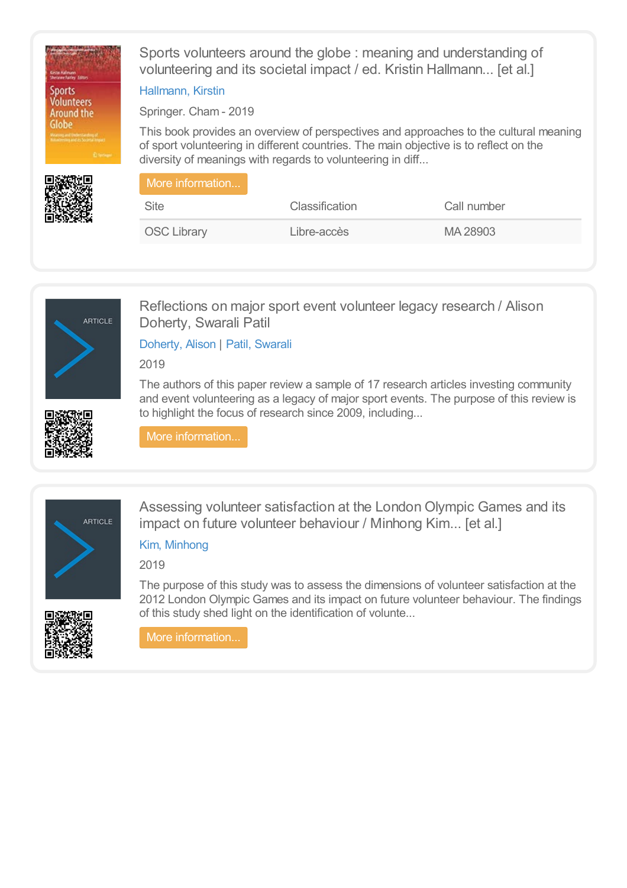## Sports volunteers around the globe : meaning and understanding of volunteering and its societal impact / ed. Kristin Hallmann... [et al.]

Hallmann, Kirstin

Springer. Cham - 2019

This book provides an overview of perspectives and approaches to the cultural meaning of sport volunteering in different countries. The main objective is to reflect on the diversity of meanings with regards to volunteering in diff...

More information...

| Site | Classification | Call number |
| --- | --- | --- |
| OSC Library | Libre-accès | MA 28903 |

## Reflections on major sport event volunteer legacy research / Alison Doherty, Swarali Patil

Doherty, Alison | Patil, Swarali

2019

The authors of this paper review a sample of 17 research articles investing community and event volunteering as a legacy of major sport events. The purpose of this review is to highlight the focus of research since 2009, including...

More information...

## Assessing volunteer satisfaction at the London Olympic Games and its impact on future volunteer behaviour / Minhong Kim... [et al.]

Kim, Minhong

2019

The purpose of this study was to assess the dimensions of volunteer satisfaction at the 2012 London Olympic Games and its impact on future volunteer behaviour. The findings of this study shed light on the identification of volunte...

More information...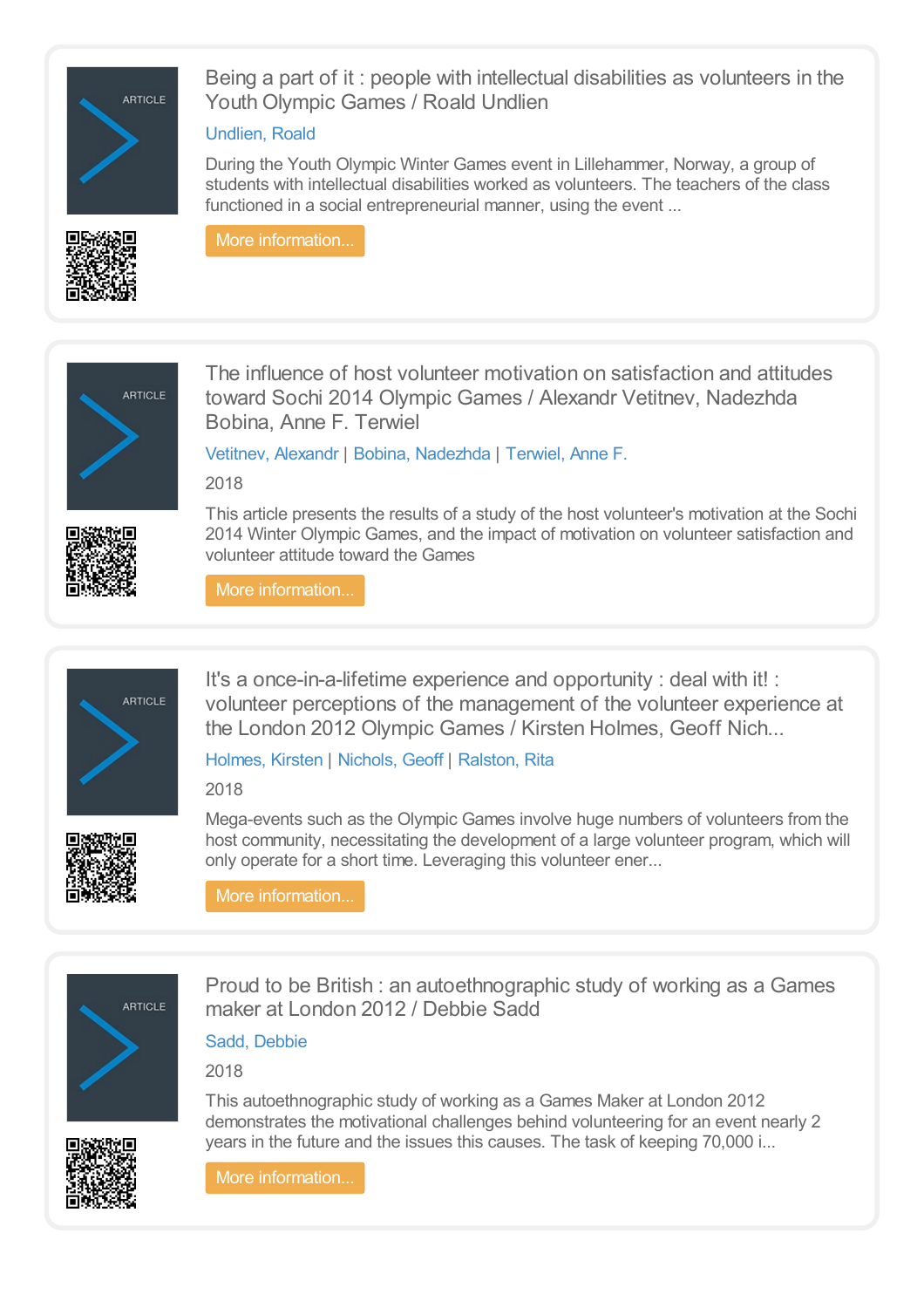## Being a part of it : people with intellectual disabilities as volunteers in the Youth Olympic Games / Roald Undlien

Undlien, Roald

During the Youth Olympic Winter Games event in Lillehammer, Norway, a group of students with intellectual disabilities worked as volunteers. The teachers of the class functioned in a social entrepreneurial manner, using the event ...

More information...

## The influence of host volunteer motivation on satisfaction and attitudes toward Sochi 2014 Olympic Games / Alexandr Vetitnev, Nadezhda Bobina, Anne F. Terwiel

Vetitnev, Alexandr | Bobina, Nadezhda | Terwiel, Anne F.

2018

This article presents the results of a study of the host volunteer's motivation at the Sochi 2014 Winter Olympic Games, and the impact of motivation on volunteer satisfaction and volunteer attitude toward the Games

More information...

## It's a once-in-a-lifetime experience and opportunity : deal with it! : volunteer perceptions of the management of the volunteer experience at the London 2012 Olympic Games / Kirsten Holmes, Geoff Nich...

Holmes, Kirsten | Nichols, Geoff | Ralston, Rita

2018

Mega-events such as the Olympic Games involve huge numbers of volunteers from the host community, necessitating the development of a large volunteer program, which will only operate for a short time. Leveraging this volunteer ener...

More information...

## Proud to be British : an autoethnographic study of working as a Games maker at London 2012 / Debbie Sadd

Sadd, Debbie

2018

This autoethnographic study of working as a Games Maker at London 2012 demonstrates the motivational challenges behind volunteering for an event nearly 2 years in the future and the issues this causes. The task of keeping 70,000 i...

More information...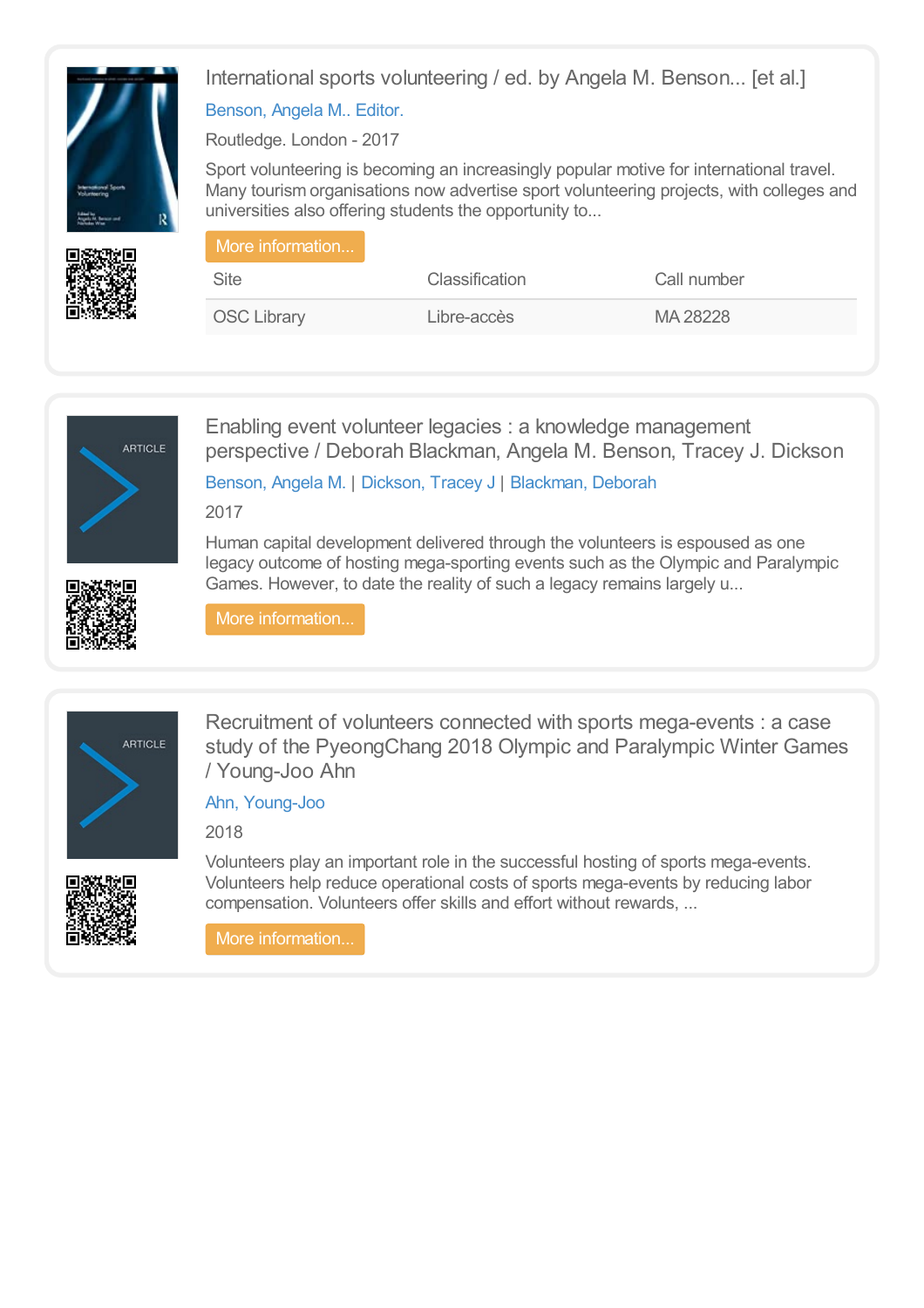## International sports volunteering / ed. by Angela M. Benson... [et al.]

Benson, Angela M.. Editor.

Routledge. London - 2017

Sport volunteering is becoming an increasingly popular motive for international travel. Many tourism organisations now advertise sport volunteering projects, with colleges and universities also offering students the opportunity to...

More information...

| Site | Classification | Call number |
| --- | --- | --- |
| OSC Library | Libre-accès | MA 28228 |

## Enabling event volunteer legacies : a knowledge management perspective / Deborah Blackman, Angela M. Benson, Tracey J. Dickson

Benson, Angela M. | Dickson, Tracey J | Blackman, Deborah

2017

Human capital development delivered through the volunteers is espoused as one legacy outcome of hosting mega-sporting events such as the Olympic and Paralympic Games. However, to date the reality of such a legacy remains largely u...

More information...

## Recruitment of volunteers connected with sports mega-events : a case study of the PyeongChang 2018 Olympic and Paralympic Winter Games / Young-Joo Ahn

Ahn, Young-Joo

2018

Volunteers play an important role in the successful hosting of sports mega-events. Volunteers help reduce operational costs of sports mega-events by reducing labor compensation. Volunteers offer skills and effort without rewards, ...

More information...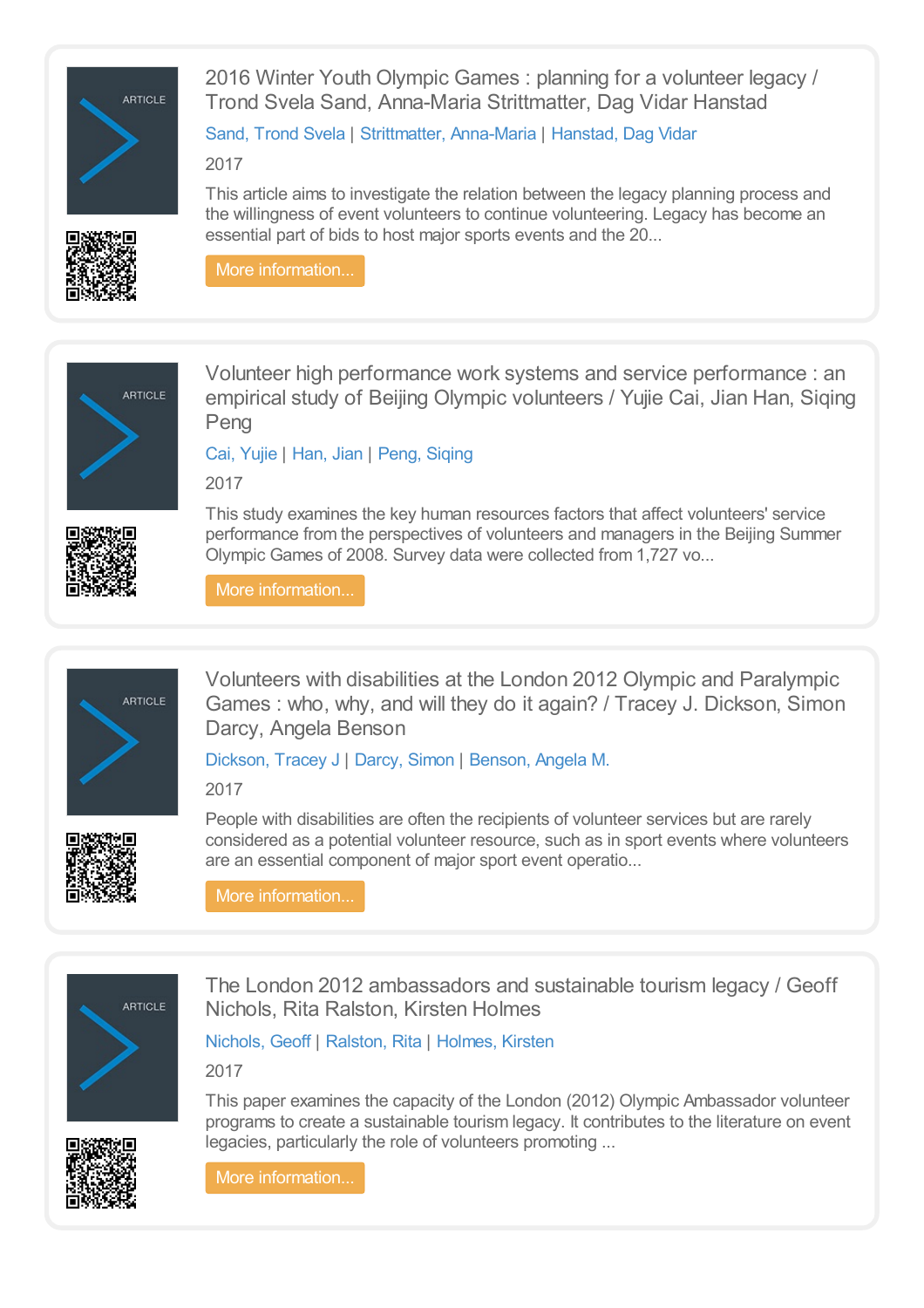## 2016 Winter Youth Olympic Games : planning for a volunteer legacy / Trond Svela Sand, Anna-Maria Strittmatter, Dag Vidar Hanstad

Sand, Trond Svela | Strittmatter, Anna-Maria | Hanstad, Dag Vidar

2017

This article aims to investigate the relation between the legacy planning process and the willingness of event volunteers to continue volunteering. Legacy has become an essential part of bids to host major sports events and the 20...

More information...

## Volunteer high performance work systems and service performance : an empirical study of Beijing Olympic volunteers / Yujie Cai, Jian Han, Siqing Peng

Cai, Yujie | Han, Jian | Peng, Siqing

2017

This study examines the key human resources factors that affect volunteers' service performance from the perspectives of volunteers and managers in the Beijing Summer Olympic Games of 2008. Survey data were collected from 1,727 vo...

More information...

## Volunteers with disabilities at the London 2012 Olympic and Paralympic Games : who, why, and will they do it again? / Tracey J. Dickson, Simon Darcy, Angela Benson

Dickson, Tracey J | Darcy, Simon | Benson, Angela M.

2017

People with disabilities are often the recipients of volunteer services but are rarely considered as a potential volunteer resource, such as in sport events where volunteers are an essential component of major sport event operatio...

More information...

## The London 2012 ambassadors and sustainable tourism legacy / Geoff Nichols, Rita Ralston, Kirsten Holmes

Nichols, Geoff | Ralston, Rita | Holmes, Kirsten

2017

This paper examines the capacity of the London (2012) Olympic Ambassador volunteer programs to create a sustainable tourism legacy. It contributes to the literature on event legacies, particularly the role of volunteers promoting ...

More information...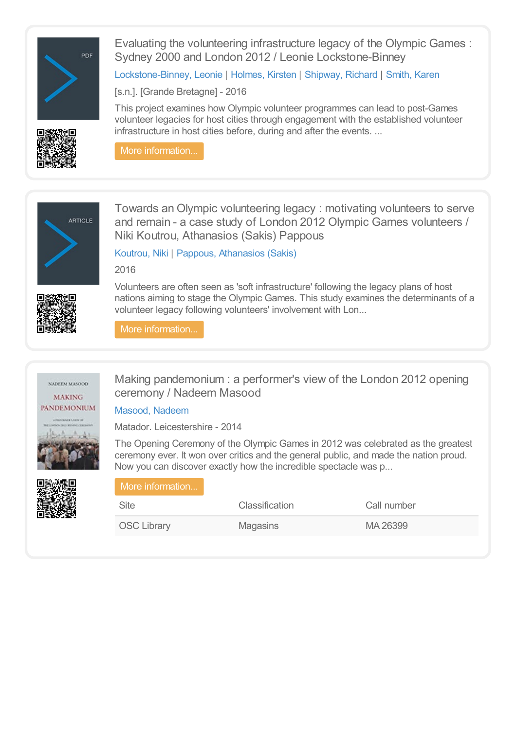## Evaluating the volunteering infrastructure legacy of the Olympic Games : Sydney 2000 and London 2012 / Leonie Lockstone-Binney

Lockstone-Binney, Leonie | Holmes, Kirsten | Shipway, Richard | Smith, Karen

[s.n.]. [Grande Bretagne] - 2016

This project examines how Olympic volunteer programmes can lead to post-Games volunteer legacies for host cities through engagement with the established volunteer infrastructure in host cities before, during and after the events. ...

More information...

## Towards an Olympic volunteering legacy : motivating volunteers to serve and remain - a case study of London 2012 Olympic Games volunteers / Niki Koutrou, Athanasios (Sakis) Pappous

Koutrou, Niki | Pappous, Athanasios (Sakis)

2016

Volunteers are often seen as 'soft infrastructure' following the legacy plans of host nations aiming to stage the Olympic Games. This study examines the determinants of a volunteer legacy following volunteers' involvement with Lon...

More information...

## Making pandemonium : a performer's view of the London 2012 opening ceremony / Nadeem Masood

Masood, Nadeem

Matador. Leicestershire - 2014

The Opening Ceremony of the Olympic Games in 2012 was celebrated as the greatest ceremony ever. It won over critics and the general public, and made the nation proud. Now you can discover exactly how the incredible spectacle was p...

More information...

| Site | Classification | Call number |
| --- | --- | --- |
| OSC Library | Magasins | MA 26399 |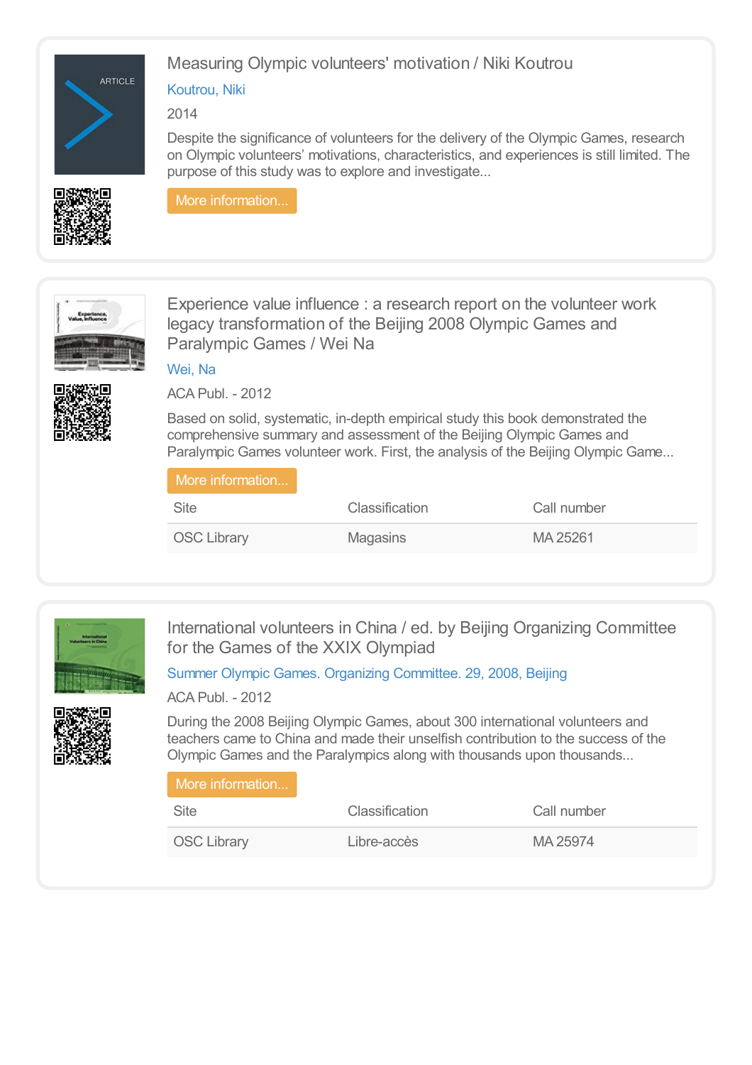## Measuring Olympic volunteers' motivation / Niki Koutrou

Koutrou, Niki

2014

Despite the significance of volunteers for the delivery of the Olympic Games, research on Olympic volunteers' motivations, characteristics, and experiences is still limited. The purpose of this study was to explore and investigate...

More information...

## Experience value influence : a research report on the volunteer work legacy transformation of the Beijing 2008 Olympic Games and Paralympic Games / Wei Na

Wei, Na

ACA Publ. - 2012

Based on solid, systematic, in-depth empirical study this book demonstrated the comprehensive summary and assessment of the Beijing Olympic Games and Paralympic Games volunteer work. First, the analysis of the Beijing Olympic Game...

More information...

| Site | Classification | Call number |
| --- | --- | --- |
| OSC Library | Magasins | MA 25261 |

## International volunteers in China / ed. by Beijing Organizing Committee for the Games of the XXIX Olympiad

Summer Olympic Games. Organizing Committee. 29, 2008, Beijing

ACA Publ. - 2012

During the 2008 Beijing Olympic Games, about 300 international volunteers and teachers came to China and made their unselfish contribution to the success of the Olympic Games and the Paralympics along with thousands upon thousands...

More information...

| Site | Classification | Call number |
| --- | --- | --- |
| OSC Library | Libre-accès | MA 25974 |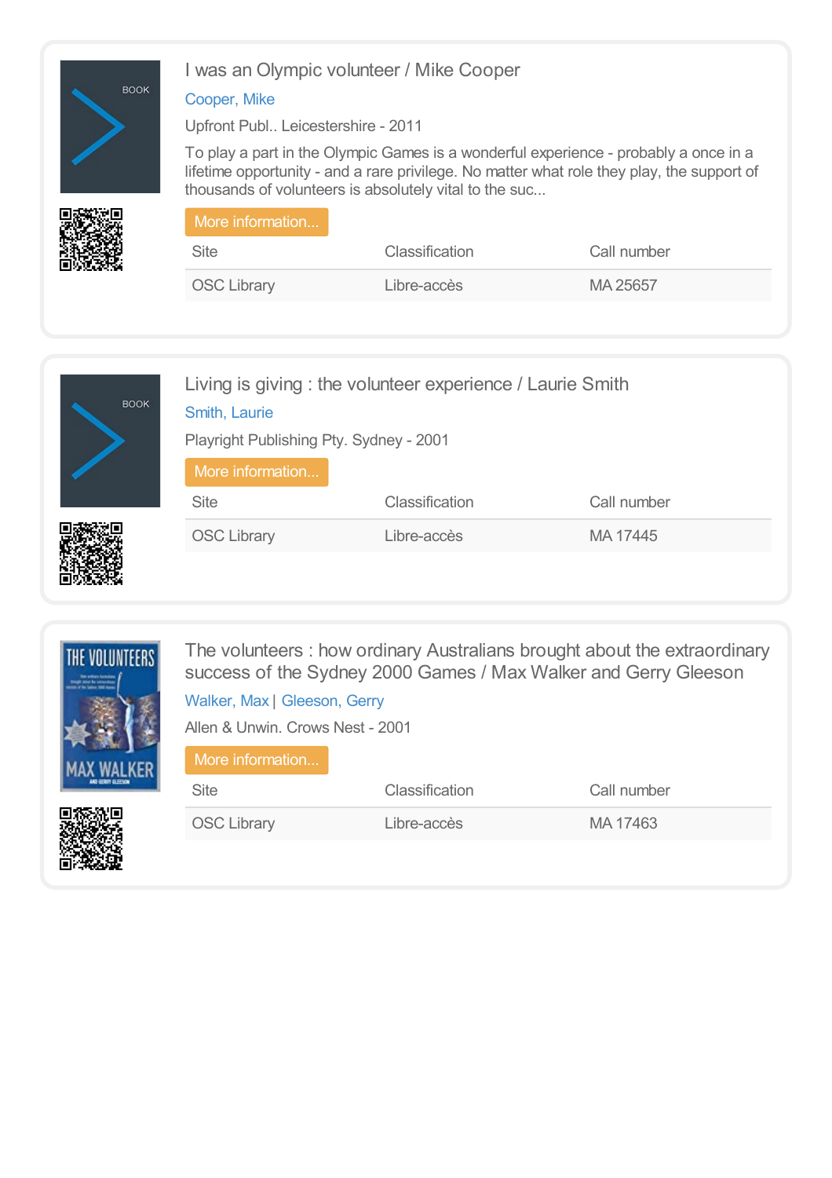## I was an Olympic volunteer / Mike Cooper

Cooper, Mike

Upfront Publ.. Leicestershire - 2011

To play a part in the Olympic Games is a wonderful experience - probably a once in a lifetime opportunity - and a rare privilege. No matter what role they play, the support of thousands of volunteers is absolutely vital to the suc...

More information...

| Site | Classification | Call number |
|---|---|---|
| OSC Library | Libre-accès | MA 25657 |

## Living is giving : the volunteer experience / Laurie Smith

Smith, Laurie

Playright Publishing Pty. Sydney - 2001

More information...

| Site | Classification | Call number |
|---|---|---|
| OSC Library | Libre-accès | MA 17445 |

## The volunteers : how ordinary Australians brought about the extraordinary success of the Sydney 2000 Games / Max Walker and Gerry Gleeson

Walker, Max | Gleeson, Gerry

Allen & Unwin. Crows Nest - 2001

More information...

| Site | Classification | Call number |
|---|---|---|
| OSC Library | Libre-accès | MA 17463 |